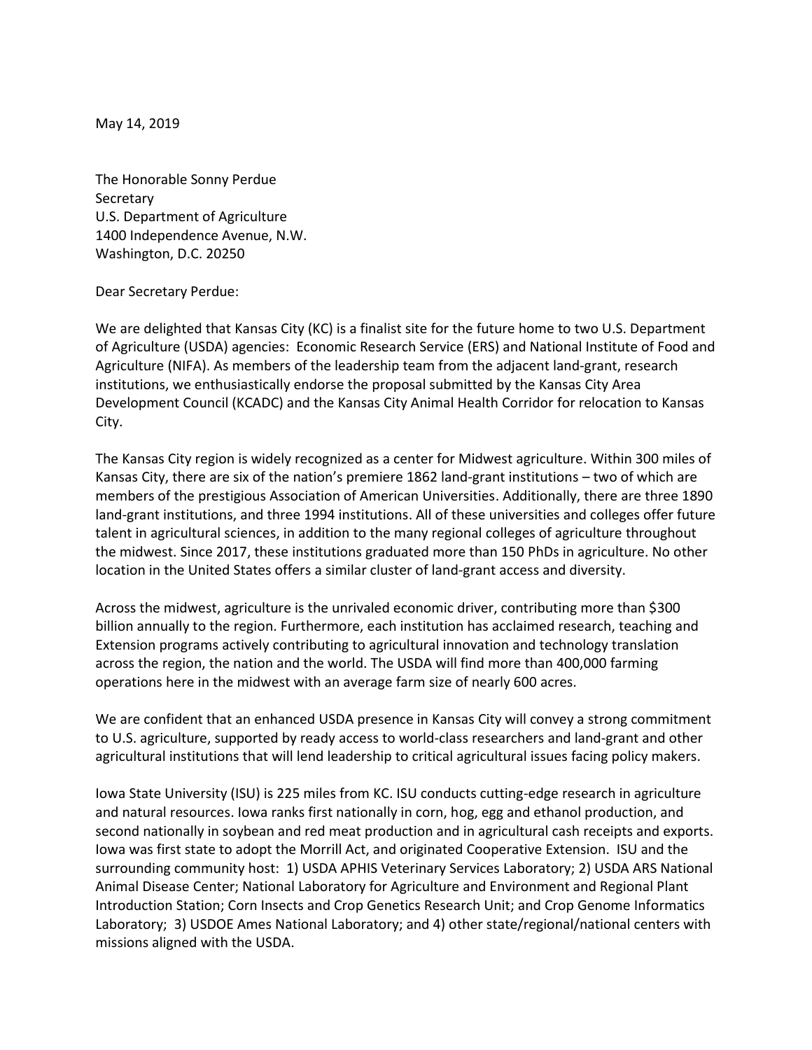May 14, 2019

The Honorable Sonny Perdue  
Secretary  
U.S. Department of Agriculture  
1400 Independence Avenue, N.W.  
Washington, D.C. 20250

Dear Secretary Perdue:

We are delighted that Kansas City (KC) is a finalist site for the future home to two U.S. Department of Agriculture (USDA) agencies: Economic Research Service (ERS) and National Institute of Food and Agriculture (NIFA). As members of the leadership team from the adjacent land-grant, research institutions, we enthusiastically endorse the proposal submitted by the Kansas City Area Development Council (KCADC) and the Kansas City Animal Health Corridor for relocation to Kansas City.

The Kansas City region is widely recognized as a center for Midwest agriculture. Within 300 miles of Kansas City, there are six of the nation's premiere 1862 land-grant institutions – two of which are members of the prestigious Association of American Universities. Additionally, there are three 1890 land-grant institutions, and three 1994 institutions. All of these universities and colleges offer future talent in agricultural sciences, in addition to the many regional colleges of agriculture throughout the midwest. Since 2017, these institutions graduated more than 150 PhDs in agriculture. No other location in the United States offers a similar cluster of land-grant access and diversity.

Across the midwest, agriculture is the unrivaled economic driver, contributing more than $300 billion annually to the region. Furthermore, each institution has acclaimed research, teaching and Extension programs actively contributing to agricultural innovation and technology translation across the region, the nation and the world. The USDA will find more than 400,000 farming operations here in the midwest with an average farm size of nearly 600 acres.

We are confident that an enhanced USDA presence in Kansas City will convey a strong commitment to U.S. agriculture, supported by ready access to world-class researchers and land-grant and other agricultural institutions that will lend leadership to critical agricultural issues facing policy makers.

Iowa State University (ISU) is 225 miles from KC. ISU conducts cutting-edge research in agriculture and natural resources. Iowa ranks first nationally in corn, hog, egg and ethanol production, and second nationally in soybean and red meat production and in agricultural cash receipts and exports. Iowa was first state to adopt the Morrill Act, and originated Cooperative Extension. ISU and the surrounding community host: 1) USDA APHIS Veterinary Services Laboratory; 2) USDA ARS National Animal Disease Center; National Laboratory for Agriculture and Environment and Regional Plant Introduction Station; Corn Insects and Crop Genetics Research Unit; and Crop Genome Informatics Laboratory; 3) USDOE Ames National Laboratory; and 4) other state/regional/national centers with missions aligned with the USDA.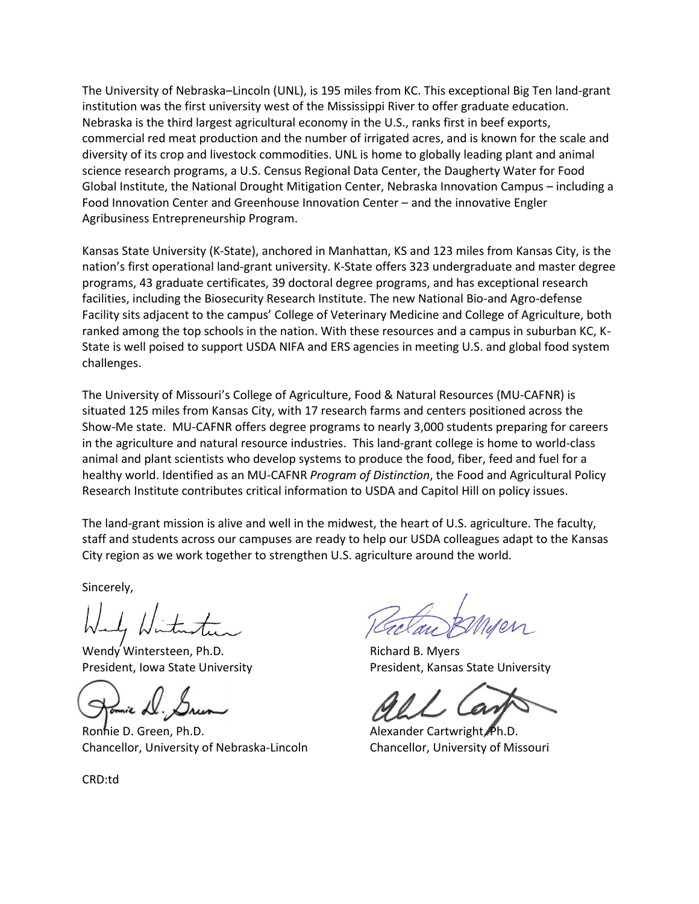The University of Nebraska–Lincoln (UNL), is 195 miles from KC. This exceptional Big Ten land-grant institution was the first university west of the Mississippi River to offer graduate education. Nebraska is the third largest agricultural economy in the U.S., ranks first in beef exports, commercial red meat production and the number of irrigated acres, and is known for the scale and diversity of its crop and livestock commodities. UNL is home to globally leading plant and animal science research programs, a U.S. Census Regional Data Center, the Daugherty Water for Food Global Institute, the National Drought Mitigation Center, Nebraska Innovation Campus – including a Food Innovation Center and Greenhouse Innovation Center – and the innovative Engler Agribusiness Entrepreneurship Program.

Kansas State University (K-State), anchored in Manhattan, KS and 123 miles from Kansas City, is the nation's first operational land-grant university. K-State offers 323 undergraduate and master degree programs, 43 graduate certificates, 39 doctoral degree programs, and has exceptional research facilities, including the Biosecurity Research Institute. The new National Bio-and Agro-defense Facility sits adjacent to the campus' College of Veterinary Medicine and College of Agriculture, both ranked among the top schools in the nation. With these resources and a campus in suburban KC, K-State is well poised to support USDA NIFA and ERS agencies in meeting U.S. and global food system challenges.

The University of Missouri's College of Agriculture, Food & Natural Resources (MU-CAFNR) is situated 125 miles from Kansas City, with 17 research farms and centers positioned across the Show-Me state. MU-CAFNR offers degree programs to nearly 3,000 students preparing for careers in the agriculture and natural resource industries. This land-grant college is home to world-class animal and plant scientists who develop systems to produce the food, fiber, feed and fuel for a healthy world. Identified as an MU-CAFNR *Program of Distinction*, the Food and Agricultural Policy Research Institute contributes critical information to USDA and Capitol Hill on policy issues.

The land-grant mission is alive and well in the midwest, the heart of U.S. agriculture. The faculty, staff and students across our campuses are ready to help our USDA colleagues adapt to the Kansas City region as we work together to strengthen U.S. agriculture around the world.

Sincerely,

Wendy Wintersteen, Ph.D.
President, Iowa State University

Richard B. Myers
President, Kansas State University

Ronnie D. Green, Ph.D.
Chancellor, University of Nebraska-Lincoln

Alexander Cartwright, Ph.D.
Chancellor, University of Missouri

CRD:td